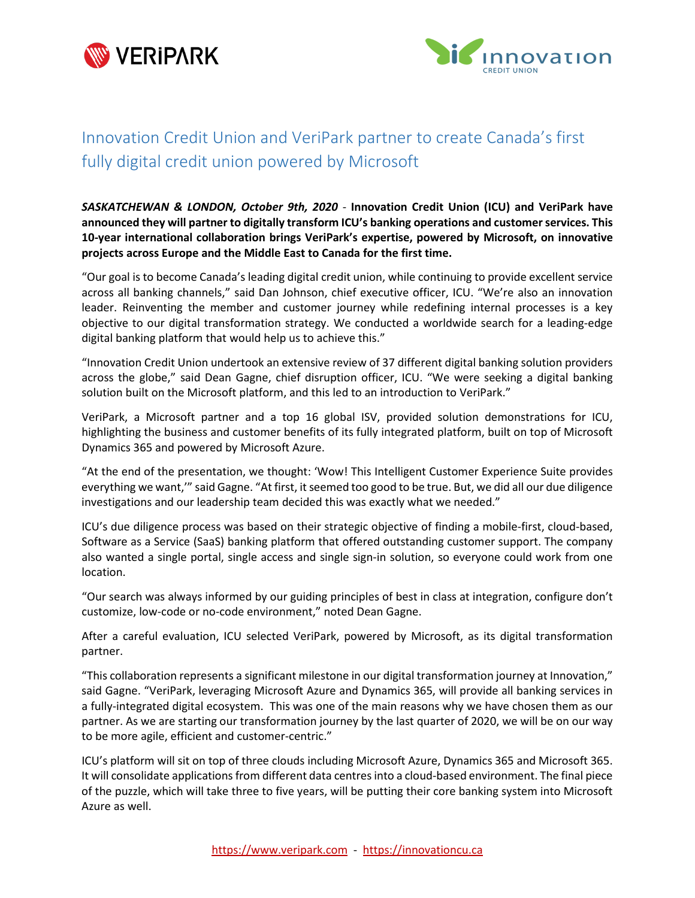# Innovation Credit Union and VeriPark partner to create Canada's first fully digital credit union powered by Microsoft

***SASKATCHEWAN & LONDON, October 9th, 2020*** - **Innovation Credit Union (ICU) and VeriPark have announced they will partner to digitally transform ICU's banking operations and customer services. This 10-year international collaboration brings VeriPark's expertise, powered by Microsoft, on innovative projects across Europe and the Middle East to Canada for the first time.**

"Our goal is to become Canada's leading digital credit union, while continuing to provide excellent service across all banking channels," said Dan Johnson, chief executive officer, ICU. "We're also an innovation leader. Reinventing the member and customer journey while redefining internal processes is a key objective to our digital transformation strategy. We conducted a worldwide search for a leading-edge digital banking platform that would help us to achieve this."

"Innovation Credit Union undertook an extensive review of 37 different digital banking solution providers across the globe," said Dean Gagne, chief disruption officer, ICU. "We were seeking a digital banking solution built on the Microsoft platform, and this led to an introduction to VeriPark."

VeriPark, a Microsoft partner and a top 16 global ISV, provided solution demonstrations for ICU, highlighting the business and customer benefits of its fully integrated platform, built on top of Microsoft Dynamics 365 and powered by Microsoft Azure.

"At the end of the presentation, we thought: 'Wow! This Intelligent Customer Experience Suite provides everything we want,'" said Gagne. "At first, it seemed too good to be true. But, we did all our due diligence investigations and our leadership team decided this was exactly what we needed."

ICU's due diligence process was based on their strategic objective of finding a mobile-first, cloud-based, Software as a Service (SaaS) banking platform that offered outstanding customer support. The company also wanted a single portal, single access and single sign-in solution, so everyone could work from one location.

"Our search was always informed by our guiding principles of best in class at integration, configure don't customize, low-code or no-code environment," noted Dean Gagne.

After a careful evaluation, ICU selected VeriPark, powered by Microsoft, as its digital transformation partner.

"This collaboration represents a significant milestone in our digital transformation journey at Innovation," said Gagne. "VeriPark, leveraging Microsoft Azure and Dynamics 365, will provide all banking services in a fully-integrated digital ecosystem. This was one of the main reasons why we have chosen them as our partner. As we are starting our transformation journey by the last quarter of 2020, we will be on our way to be more agile, efficient and customer-centric."

ICU's platform will sit on top of three clouds including Microsoft Azure, Dynamics 365 and Microsoft 365. It will consolidate applications from different data centres into a cloud-based environment. The final piece of the puzzle, which will take three to five years, will be putting their core banking system into Microsoft Azure as well.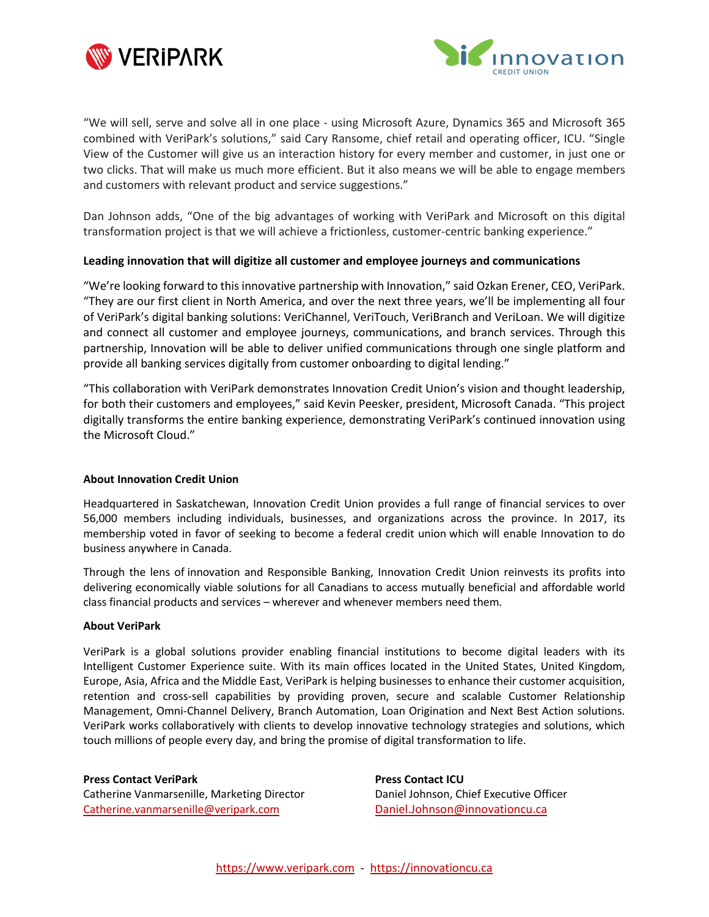"We will sell, serve and solve all in one place - using Microsoft Azure, Dynamics 365 and Microsoft 365 combined with VeriPark's solutions," said Cary Ransome, chief retail and operating officer, ICU. "Single View of the Customer will give us an interaction history for every member and customer, in just one or two clicks. That will make us much more efficient. But it also means we will be able to engage members and customers with relevant product and service suggestions."

Dan Johnson adds, "One of the big advantages of working with VeriPark and Microsoft on this digital transformation project is that we will achieve a frictionless, customer-centric banking experience."

**Leading innovation that will digitize all customer and employee journeys and communications**

"We're looking forward to this innovative partnership with Innovation," said Ozkan Erener, CEO, VeriPark. "They are our first client in North America, and over the next three years, we'll be implementing all four of VeriPark's digital banking solutions: VeriChannel, VeriTouch, VeriBranch and VeriLoan. We will digitize and connect all customer and employee journeys, communications, and branch services. Through this partnership, Innovation will be able to deliver unified communications through one single platform and provide all banking services digitally from customer onboarding to digital lending."

"This collaboration with VeriPark demonstrates Innovation Credit Union's vision and thought leadership, for both their customers and employees," said Kevin Peesker, president, Microsoft Canada. "This project digitally transforms the entire banking experience, demonstrating VeriPark's continued innovation using the Microsoft Cloud."

**About Innovation Credit Union**

Headquartered in Saskatchewan, Innovation Credit Union provides a full range of financial services to over 56,000 members including individuals, businesses, and organizations across the province. In 2017, its membership voted in favor of seeking to become a federal credit union which will enable Innovation to do business anywhere in Canada.

Through the lens of innovation and Responsible Banking, Innovation Credit Union reinvests its profits into delivering economically viable solutions for all Canadians to access mutually beneficial and affordable world class financial products and services – wherever and whenever members need them.

**About VeriPark**

VeriPark is a global solutions provider enabling financial institutions to become digital leaders with its Intelligent Customer Experience suite. With its main offices located in the United States, United Kingdom, Europe, Asia, Africa and the Middle East, VeriPark is helping businesses to enhance their customer acquisition, retention and cross-sell capabilities by providing proven, secure and scalable Customer Relationship Management, Omni-Channel Delivery, Branch Automation, Loan Origination and Next Best Action solutions. VeriPark works collaboratively with clients to develop innovative technology strategies and solutions, which touch millions of people every day, and bring the promise of digital transformation to life.

**Press Contact VeriPark**
Catherine Vanmarsenille, Marketing Director
Catherine.vanmarsenille@veripark.com

**Press Contact ICU**
Daniel Johnson, Chief Executive Officer
Daniel.Johnson@innovationcu.ca

https://www.veripark.com - https://innovationcu.ca